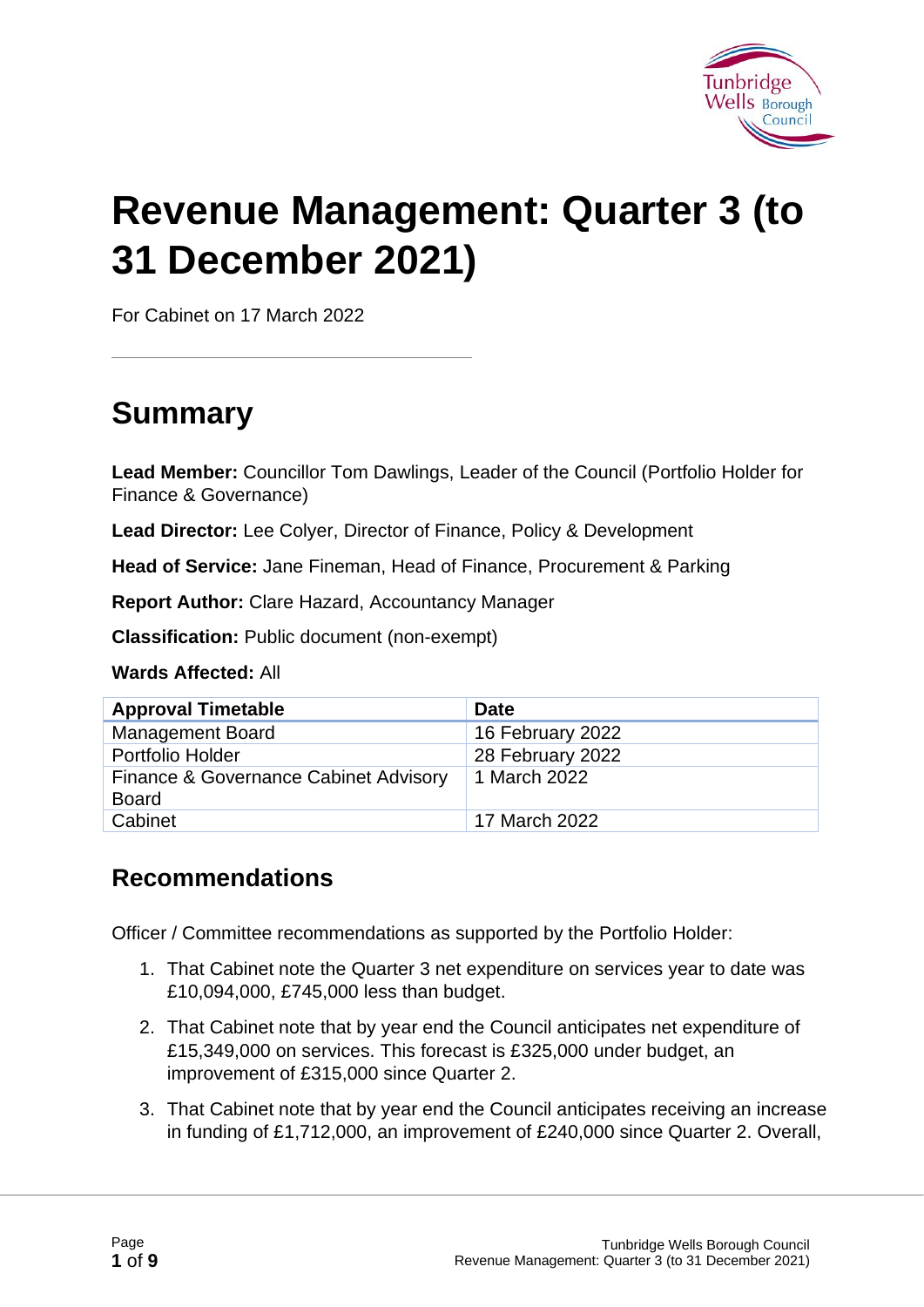# Revenue Management: Quarter 3 (to 31 December 2021)

For Cabinet on 17 March 2022

## Summary

**Lead Member:** Councillor Tom Dawlings, Leader of the Council (Portfolio Holder for Finance & Governance)

**Lead Director:** Lee Colyer, Director of Finance, Policy & Development

**Head of Service:** Jane Fineman, Head of Finance, Procurement & Parking

**Report Author:** Clare Hazard, Accountancy Manager

**Classification:** Public document (non-exempt)

**Wards Affected:** All

| Approval Timetable | Date |
|---|---|
| Management Board | 16 February 2022 |
| Portfolio Holder | 28 February 2022 |
| Finance & Governance Cabinet Advisory Board | 1 March 2022 |
| Cabinet | 17 March 2022 |

### Recommendations

Officer / Committee recommendations as supported by the Portfolio Holder:

1. That Cabinet note the Quarter 3 net expenditure on services year to date was £10,094,000, £745,000 less than budget.
2. That Cabinet note that by year end the Council anticipates net expenditure of £15,349,000 on services. This forecast is £325,000 under budget, an improvement of £315,000 since Quarter 2.
3. That Cabinet note that by year end the Council anticipates receiving an increase in funding of £1,712,000, an improvement of £240,000 since Quarter 2. Overall,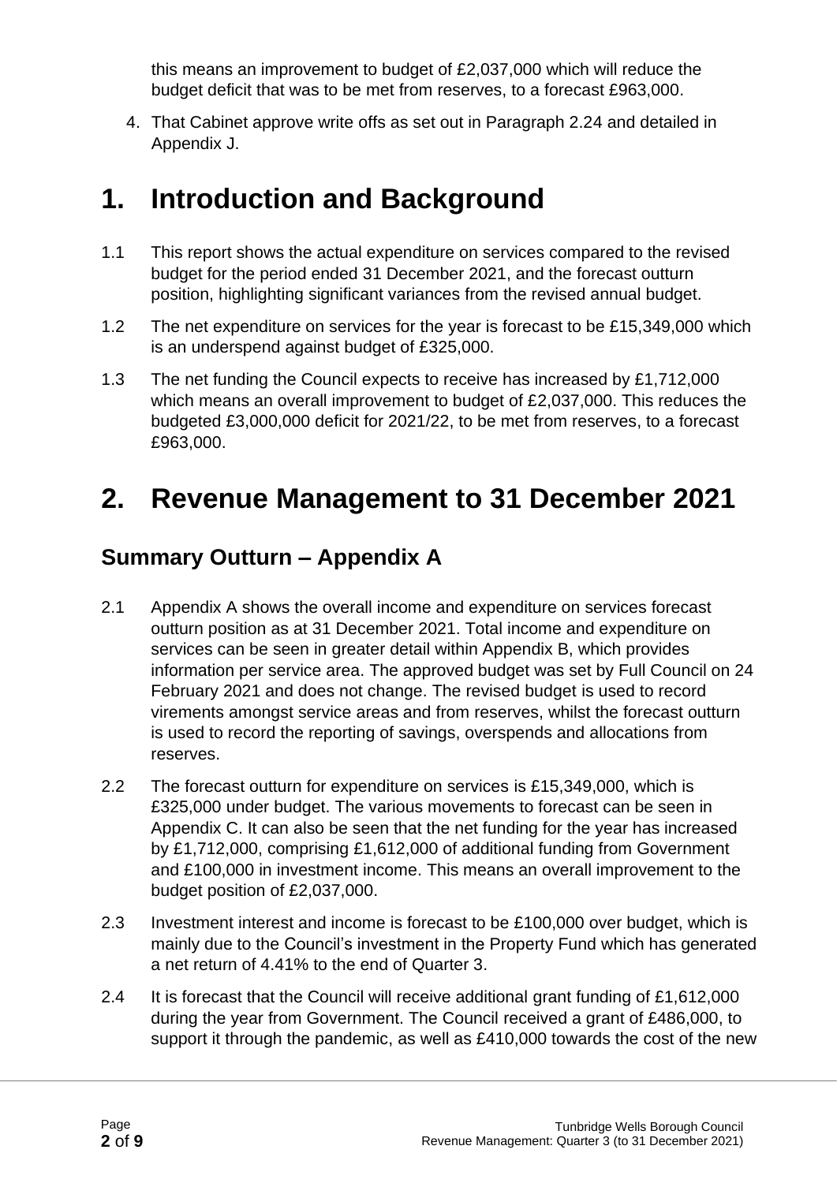this means an improvement to budget of £2,037,000 which will reduce the budget deficit that was to be met from reserves, to a forecast £963,000.

4. That Cabinet approve write offs as set out in Paragraph 2.24 and detailed in Appendix J.

# 1. Introduction and Background

1.1 This report shows the actual expenditure on services compared to the revised budget for the period ended 31 December 2021, and the forecast outturn position, highlighting significant variances from the revised annual budget.

1.2 The net expenditure on services for the year is forecast to be £15,349,000 which is an underspend against budget of £325,000.

1.3 The net funding the Council expects to receive has increased by £1,712,000 which means an overall improvement to budget of £2,037,000. This reduces the budgeted £3,000,000 deficit for 2021/22, to be met from reserves, to a forecast £963,000.

# 2. Revenue Management to 31 December 2021

## Summary Outturn – Appendix A

2.1 Appendix A shows the overall income and expenditure on services forecast outturn position as at 31 December 2021. Total income and expenditure on services can be seen in greater detail within Appendix B, which provides information per service area. The approved budget was set by Full Council on 24 February 2021 and does not change. The revised budget is used to record virements amongst service areas and from reserves, whilst the forecast outturn is used to record the reporting of savings, overspends and allocations from reserves.

2.2 The forecast outturn for expenditure on services is £15,349,000, which is £325,000 under budget. The various movements to forecast can be seen in Appendix C. It can also be seen that the net funding for the year has increased by £1,712,000, comprising £1,612,000 of additional funding from Government and £100,000 in investment income. This means an overall improvement to the budget position of £2,037,000.

2.3 Investment interest and income is forecast to be £100,000 over budget, which is mainly due to the Council's investment in the Property Fund which has generated a net return of 4.41% to the end of Quarter 3.

2.4 It is forecast that the Council will receive additional grant funding of £1,612,000 during the year from Government. The Council received a grant of £486,000, to support it through the pandemic, as well as £410,000 towards the cost of the new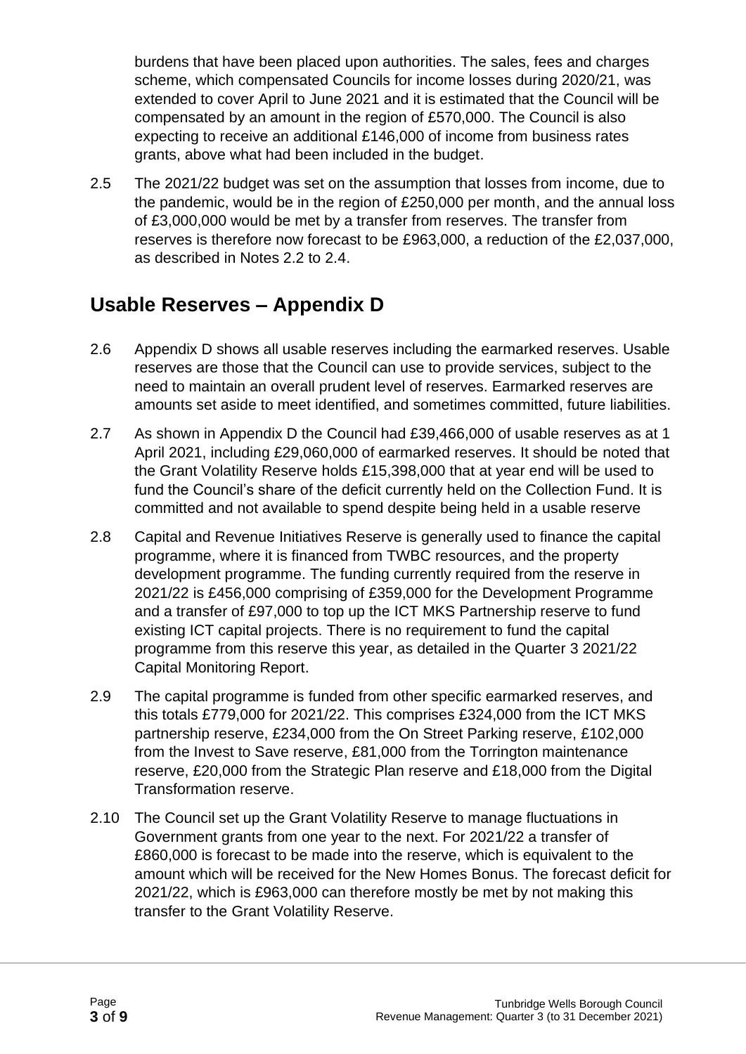burdens that have been placed upon authorities. The sales, fees and charges scheme, which compensated Councils for income losses during 2020/21, was extended to cover April to June 2021 and it is estimated that the Council will be compensated by an amount in the region of £570,000. The Council is also expecting to receive an additional £146,000 of income from business rates grants, above what had been included in the budget.

2.5 The 2021/22 budget was set on the assumption that losses from income, due to the pandemic, would be in the region of £250,000 per month, and the annual loss of £3,000,000 would be met by a transfer from reserves. The transfer from reserves is therefore now forecast to be £963,000, a reduction of the £2,037,000, as described in Notes 2.2 to 2.4.

## Usable Reserves – Appendix D

2.6 Appendix D shows all usable reserves including the earmarked reserves. Usable reserves are those that the Council can use to provide services, subject to the need to maintain an overall prudent level of reserves. Earmarked reserves are amounts set aside to meet identified, and sometimes committed, future liabilities.

2.7 As shown in Appendix D the Council had £39,466,000 of usable reserves as at 1 April 2021, including £29,060,000 of earmarked reserves. It should be noted that the Grant Volatility Reserve holds £15,398,000 that at year end will be used to fund the Council's share of the deficit currently held on the Collection Fund. It is committed and not available to spend despite being held in a usable reserve

2.8 Capital and Revenue Initiatives Reserve is generally used to finance the capital programme, where it is financed from TWBC resources, and the property development programme. The funding currently required from the reserve in 2021/22 is £456,000 comprising of £359,000 for the Development Programme and a transfer of £97,000 to top up the ICT MKS Partnership reserve to fund existing ICT capital projects. There is no requirement to fund the capital programme from this reserve this year, as detailed in the Quarter 3 2021/22 Capital Monitoring Report.

2.9 The capital programme is funded from other specific earmarked reserves, and this totals £779,000 for 2021/22. This comprises £324,000 from the ICT MKS partnership reserve, £234,000 from the On Street Parking reserve, £102,000 from the Invest to Save reserve, £81,000 from the Torrington maintenance reserve, £20,000 from the Strategic Plan reserve and £18,000 from the Digital Transformation reserve.

2.10 The Council set up the Grant Volatility Reserve to manage fluctuations in Government grants from one year to the next. For 2021/22 a transfer of £860,000 is forecast to be made into the reserve, which is equivalent to the amount which will be received for the New Homes Bonus. The forecast deficit for 2021/22, which is £963,000 can therefore mostly be met by not making this transfer to the Grant Volatility Reserve.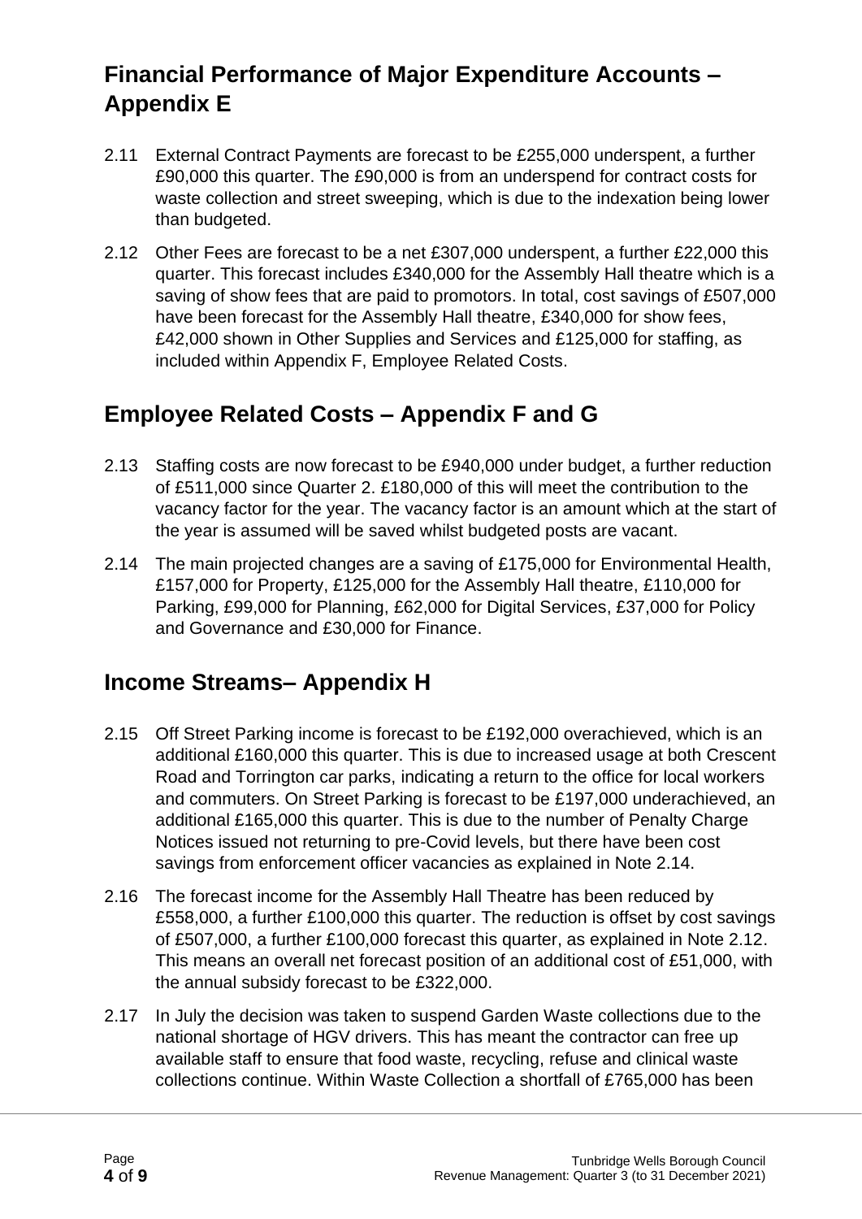## Financial Performance of Major Expenditure Accounts – Appendix E

2.11 External Contract Payments are forecast to be £255,000 underspent, a further £90,000 this quarter. The £90,000 is from an underspend for contract costs for waste collection and street sweeping, which is due to the indexation being lower than budgeted.

2.12 Other Fees are forecast to be a net £307,000 underspent, a further £22,000 this quarter. This forecast includes £340,000 for the Assembly Hall theatre which is a saving of show fees that are paid to promotors. In total, cost savings of £507,000 have been forecast for the Assembly Hall theatre, £340,000 for show fees, £42,000 shown in Other Supplies and Services and £125,000 for staffing, as included within Appendix F, Employee Related Costs.

## Employee Related Costs – Appendix F and G

2.13 Staffing costs are now forecast to be £940,000 under budget, a further reduction of £511,000 since Quarter 2. £180,000 of this will meet the contribution to the vacancy factor for the year. The vacancy factor is an amount which at the start of the year is assumed will be saved whilst budgeted posts are vacant.

2.14 The main projected changes are a saving of £175,000 for Environmental Health, £157,000 for Property, £125,000 for the Assembly Hall theatre, £110,000 for Parking, £99,000 for Planning, £62,000 for Digital Services, £37,000 for Policy and Governance and £30,000 for Finance.

## Income Streams– Appendix H

2.15 Off Street Parking income is forecast to be £192,000 overachieved, which is an additional £160,000 this quarter. This is due to increased usage at both Crescent Road and Torrington car parks, indicating a return to the office for local workers and commuters. On Street Parking is forecast to be £197,000 underachieved, an additional £165,000 this quarter. This is due to the number of Penalty Charge Notices issued not returning to pre-Covid levels, but there have been cost savings from enforcement officer vacancies as explained in Note 2.14.

2.16 The forecast income for the Assembly Hall Theatre has been reduced by £558,000, a further £100,000 this quarter. The reduction is offset by cost savings of £507,000, a further £100,000 forecast this quarter, as explained in Note 2.12. This means an overall net forecast position of an additional cost of £51,000, with the annual subsidy forecast to be £322,000.

2.17 In July the decision was taken to suspend Garden Waste collections due to the national shortage of HGV drivers. This has meant the contractor can free up available staff to ensure that food waste, recycling, refuse and clinical waste collections continue. Within Waste Collection a shortfall of £765,000 has been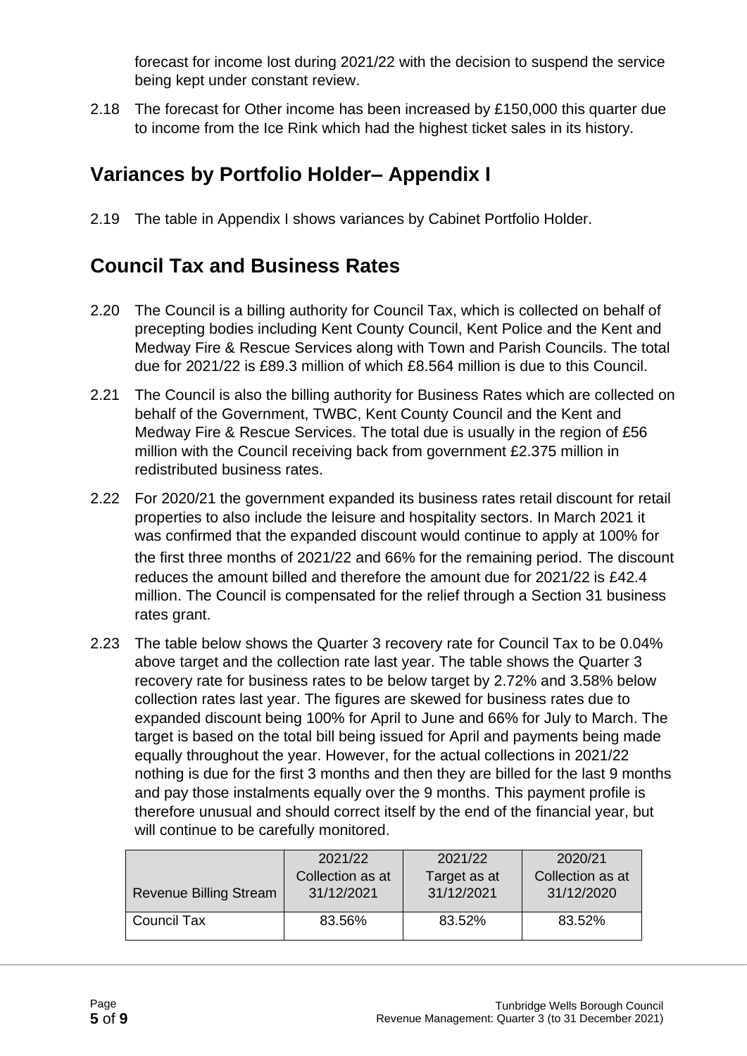forecast for income lost during 2021/22 with the decision to suspend the service being kept under constant review.

2.18 The forecast for Other income has been increased by £150,000 this quarter due to income from the Ice Rink which had the highest ticket sales in its history.

## Variances by Portfolio Holder– Appendix I

2.19 The table in Appendix I shows variances by Cabinet Portfolio Holder.

## Council Tax and Business Rates

2.20 The Council is a billing authority for Council Tax, which is collected on behalf of precepting bodies including Kent County Council, Kent Police and the Kent and Medway Fire & Rescue Services along with Town and Parish Councils. The total due for 2021/22 is £89.3 million of which £8.564 million is due to this Council.

2.21 The Council is also the billing authority for Business Rates which are collected on behalf of the Government, TWBC, Kent County Council and the Kent and Medway Fire & Rescue Services. The total due is usually in the region of £56 million with the Council receiving back from government £2.375 million in redistributed business rates.

2.22 For 2020/21 the government expanded its business rates retail discount for retail properties to also include the leisure and hospitality sectors. In March 2021 it was confirmed that the expanded discount would continue to apply at 100% for the first three months of 2021/22 and 66% for the remaining period. The discount reduces the amount billed and therefore the amount due for 2021/22 is £42.4 million. The Council is compensated for the relief through a Section 31 business rates grant.

2.23 The table below shows the Quarter 3 recovery rate for Council Tax to be 0.04% above target and the collection rate last year. The table shows the Quarter 3 recovery rate for business rates to be below target by 2.72% and 3.58% below collection rates last year. The figures are skewed for business rates due to expanded discount being 100% for April to June and 66% for July to March. The target is based on the total bill being issued for April and payments being made equally throughout the year. However, for the actual collections in 2021/22 nothing is due for the first 3 months and then they are billed for the last 9 months and pay those instalments equally over the 9 months. This payment profile is therefore unusual and should correct itself by the end of the financial year, but will continue to be carefully monitored.

| Revenue Billing Stream | 2021/22 Collection as at 31/12/2021 | 2021/22 Target as at 31/12/2021 | 2020/21 Collection as at 31/12/2020 |
|---|---|---|---|
| Council Tax | 83.56% | 83.52% | 83.52% |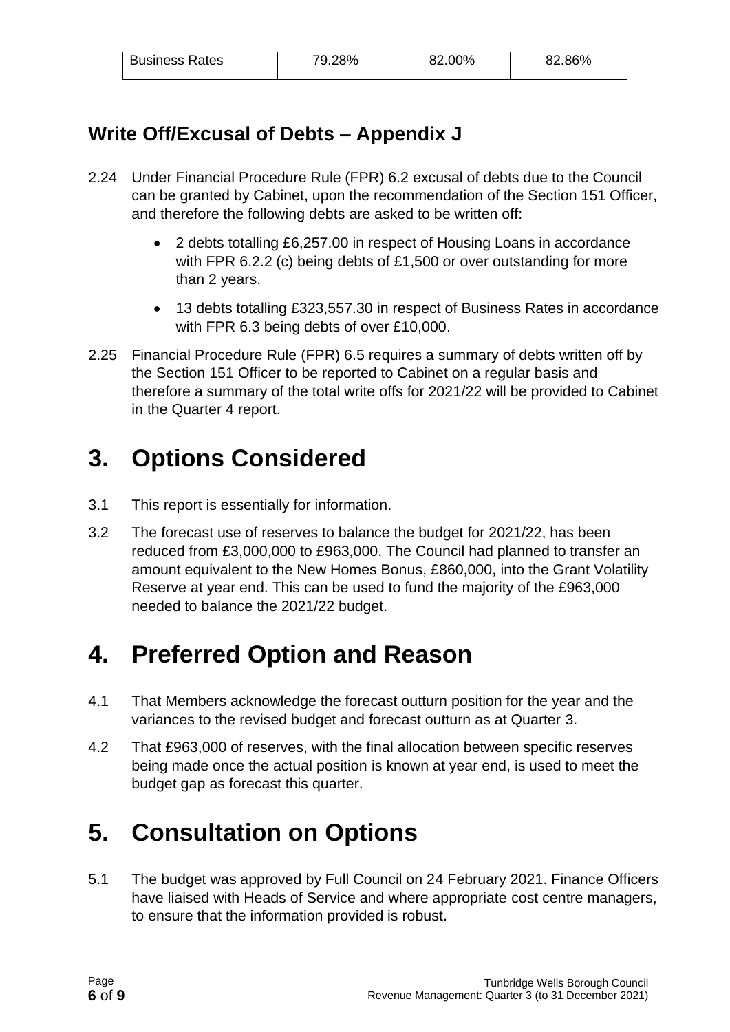| Business Rates | 79.28% | 82.00% | 82.86% |
|---|---|---|---|

## Write Off/Excusal of Debts – Appendix J

2.24 Under Financial Procedure Rule (FPR) 6.2 excusal of debts due to the Council can be granted by Cabinet, upon the recommendation of the Section 151 Officer, and therefore the following debts are asked to be written off:

- 2 debts totalling £6,257.00 in respect of Housing Loans in accordance with FPR 6.2.2 (c) being debts of £1,500 or over outstanding for more than 2 years.
- 13 debts totalling £323,557.30 in respect of Business Rates in accordance with FPR 6.3 being debts of over £10,000.

2.25 Financial Procedure Rule (FPR) 6.5 requires a summary of debts written off by the Section 151 Officer to be reported to Cabinet on a regular basis and therefore a summary of the total write offs for 2021/22 will be provided to Cabinet in the Quarter 4 report.

# 3. Options Considered

3.1 This report is essentially for information.

3.2 The forecast use of reserves to balance the budget for 2021/22, has been reduced from £3,000,000 to £963,000. The Council had planned to transfer an amount equivalent to the New Homes Bonus, £860,000, into the Grant Volatility Reserve at year end. This can be used to fund the majority of the £963,000 needed to balance the 2021/22 budget.

# 4. Preferred Option and Reason

4.1 That Members acknowledge the forecast outturn position for the year and the variances to the revised budget and forecast outturn as at Quarter 3.

4.2 That £963,000 of reserves, with the final allocation between specific reserves being made once the actual position is known at year end, is used to meet the budget gap as forecast this quarter.

# 5. Consultation on Options

5.1 The budget was approved by Full Council on 24 February 2021. Finance Officers have liaised with Heads of Service and where appropriate cost centre managers, to ensure that the information provided is robust.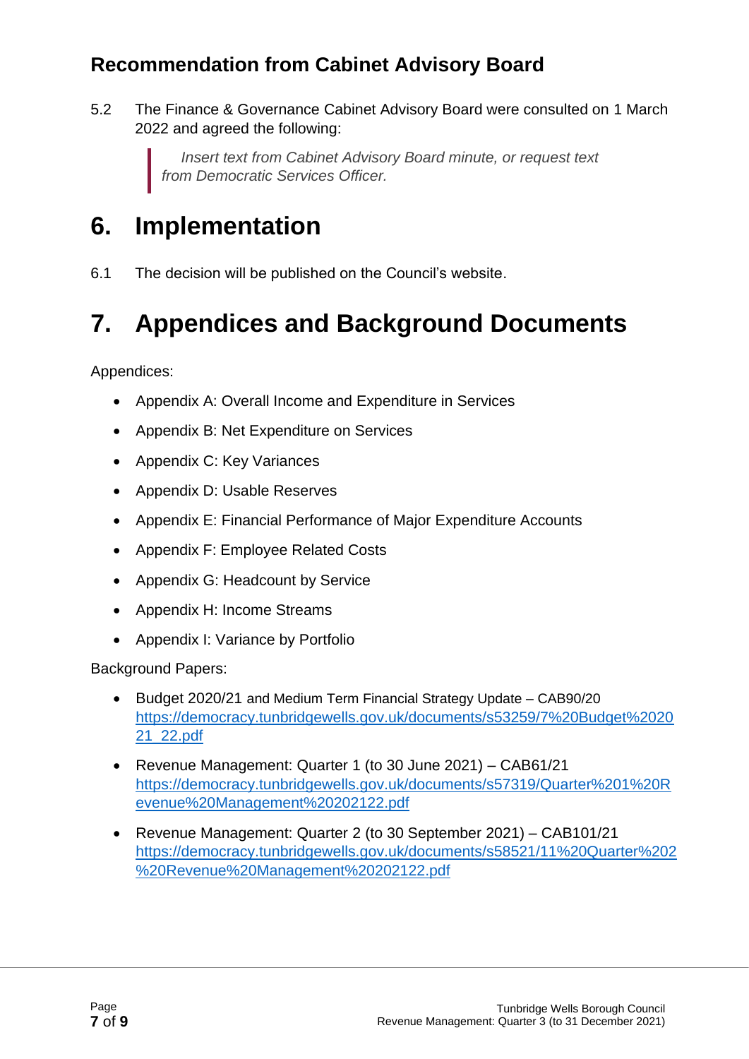## Recommendation from Cabinet Advisory Board

5.2 The Finance & Governance Cabinet Advisory Board were consulted on 1 March 2022 and agreed the following:

> *Insert text from Cabinet Advisory Board minute, or request text from Democratic Services Officer.*

# 6. Implementation

6.1 The decision will be published on the Council's website.

# 7. Appendices and Background Documents

Appendices:

- Appendix A: Overall Income and Expenditure in Services
- Appendix B: Net Expenditure on Services
- Appendix C: Key Variances
- Appendix D: Usable Reserves
- Appendix E: Financial Performance of Major Expenditure Accounts
- Appendix F: Employee Related Costs
- Appendix G: Headcount by Service
- Appendix H: Income Streams
- Appendix I: Variance by Portfolio

Background Papers:

- Budget 2020/21 and Medium Term Financial Strategy Update – CAB90/20 https://democracy.tunbridgewells.gov.uk/documents/s53259/7%20Budget%202021_22.pdf
- Revenue Management: Quarter 1 (to 30 June 2021) – CAB61/21 https://democracy.tunbridgewells.gov.uk/documents/s57319/Quarter%201%20Revenue%20Management%20202122.pdf
- Revenue Management: Quarter 2 (to 30 September 2021) – CAB101/21 https://democracy.tunbridgewells.gov.uk/documents/s58521/11%20Quarter%202%20Revenue%20Management%20202122.pdf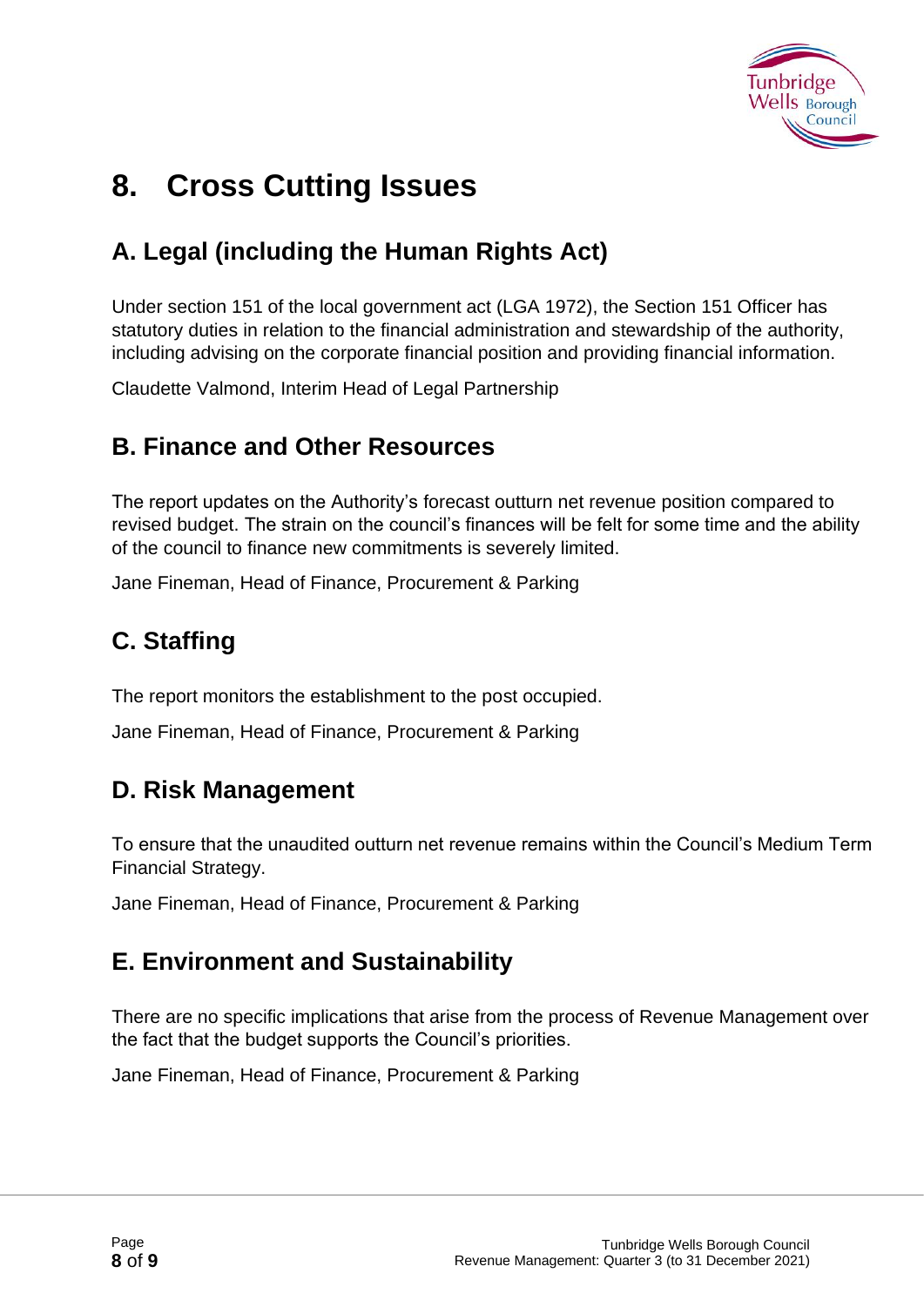# 8. Cross Cutting Issues

## A. Legal (including the Human Rights Act)

Under section 151 of the local government act (LGA 1972), the Section 151 Officer has statutory duties in relation to the financial administration and stewardship of the authority, including advising on the corporate financial position and providing financial information.

Claudette Valmond, Interim Head of Legal Partnership

## B. Finance and Other Resources

The report updates on the Authority's forecast outturn net revenue position compared to revised budget. The strain on the council's finances will be felt for some time and the ability of the council to finance new commitments is severely limited.

Jane Fineman, Head of Finance, Procurement & Parking

## C. Staffing

The report monitors the establishment to the post occupied.

Jane Fineman, Head of Finance, Procurement & Parking

## D. Risk Management

To ensure that the unaudited outturn net revenue remains within the Council's Medium Term Financial Strategy.

Jane Fineman, Head of Finance, Procurement & Parking

## E. Environment and Sustainability

There are no specific implications that arise from the process of Revenue Management over the fact that the budget supports the Council's priorities.

Jane Fineman, Head of Finance, Procurement & Parking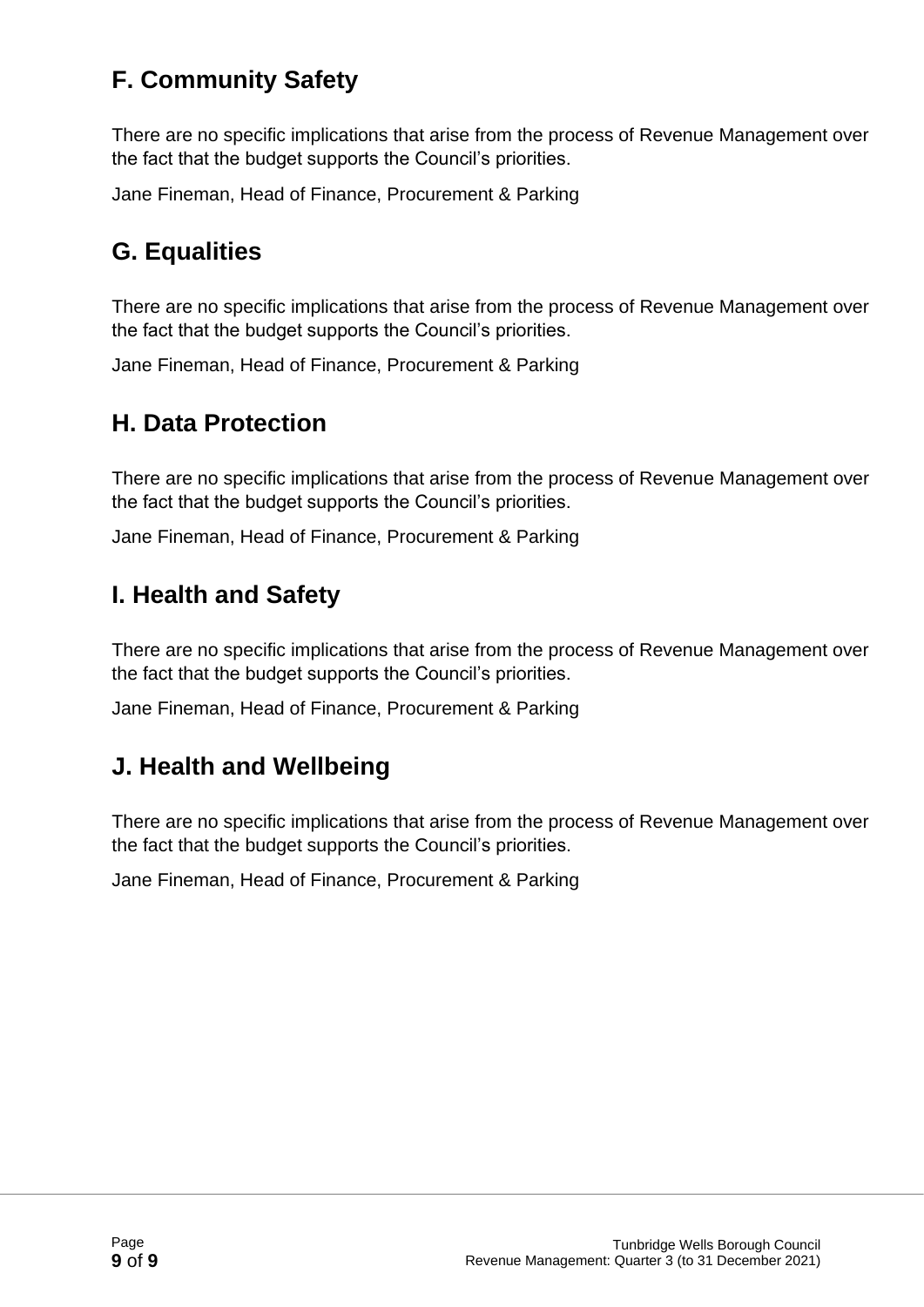## F. Community Safety

There are no specific implications that arise from the process of Revenue Management over the fact that the budget supports the Council's priorities.

Jane Fineman, Head of Finance, Procurement & Parking

## G. Equalities

There are no specific implications that arise from the process of Revenue Management over the fact that the budget supports the Council's priorities.

Jane Fineman, Head of Finance, Procurement & Parking

## H. Data Protection

There are no specific implications that arise from the process of Revenue Management over the fact that the budget supports the Council's priorities.

Jane Fineman, Head of Finance, Procurement & Parking

## I. Health and Safety

There are no specific implications that arise from the process of Revenue Management over the fact that the budget supports the Council's priorities.

Jane Fineman, Head of Finance, Procurement & Parking

## J. Health and Wellbeing

There are no specific implications that arise from the process of Revenue Management over the fact that the budget supports the Council's priorities.

Jane Fineman, Head of Finance, Procurement & Parking